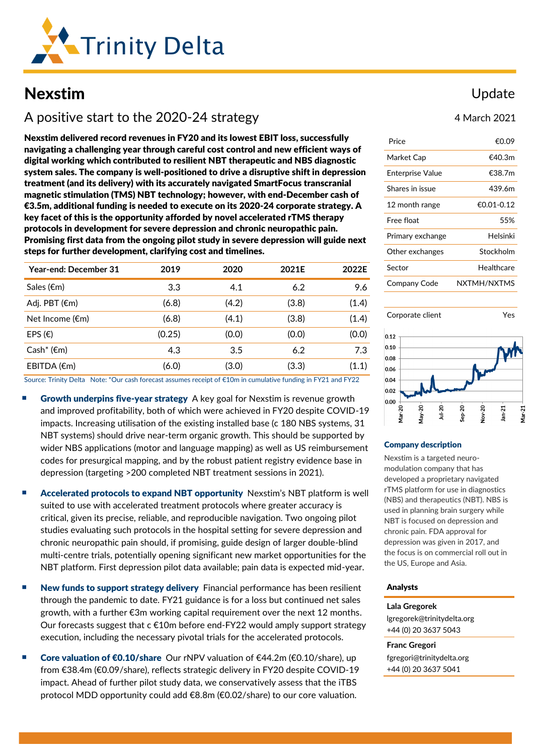# Nexstim

Update

## A positive start to the 2020-24 strategy

4 March 2021

**Nexstim delivered record revenues in FY20 and its lowest EBIT loss, successfully navigating a challenging year through careful cost control and new efficient ways of digital working which contributed to resilient NBT therapeutic and NBS diagnostic system sales. The company is well-positioned to drive a disruptive shift in depression treatment (and its delivery) with its accurately navigated SmartFocus transcranial magnetic stimulation (TMS) NBT technology; however, with end-December cash of €3.5m, additional funding is needed to execute on its 2020-24 corporate strategy. A key facet of this is the opportunity afforded by novel accelerated rTMS therapy protocols in development for severe depression and chronic neuropathic pain. Promising first data from the ongoing pilot study in severe depression will guide next steps for further development, clarifying cost and timelines.**

| Year-end: December 31 | 2019 | 2020 | 2021E | 2022E |
|---|---|---|---|---|
| Sales (€m) | 3.3 | 4.1 | 6.2 | 9.6 |
| Adj. PBT (€m) | (6.8) | (4.2) | (3.8) | (1.4) |
| Net Income (€m) | (6.8) | (4.1) | (3.8) | (1.4) |
| EPS (€) | (0.25) | (0.0) | (0.0) | (0.0) |
| Cash* (€m) | 4.3 | 3.5 | 6.2 | 7.3 |
| EBITDA (€m) | (6.0) | (3.0) | (3.3) | (1.1) |

Source: Trinity Delta Note: *Our cash forecast assumes receipt of €10m in cumulative funding in FY21 and FY22

- **Growth underpins five-year strategy** A key goal for Nexstim is revenue growth and improved profitability, both of which were achieved in FY20 despite COVID-19 impacts. Increasing utilisation of the existing installed base (c 180 NBS systems, 31 NBT systems) should drive near-term organic growth. This should be supported by wider NBS applications (motor and language mapping) as well as US reimbursement codes for presurgical mapping, and by the robust patient registry evidence base in depression (targeting >200 completed NBT treatment sessions in 2021).

- **Accelerated protocols to expand NBT opportunity** Nexstim's NBT platform is well suited to use with accelerated treatment protocols where greater accuracy is critical, given its precise, reliable, and reproducible navigation. Two ongoing pilot studies evaluating such protocols in the hospital setting for severe depression and chronic neuropathic pain should, if promising, guide design of larger double-blind multi-centre trials, potentially opening significant new market opportunities for the NBT platform. First depression pilot data available; pain data is expected mid-year.

- **New funds to support strategy delivery** Financial performance has been resilient through the pandemic to date. FY21 guidance is for a loss but continued net sales growth, with a further €3m working capital requirement over the next 12 months. Our forecasts suggest that c €10m before end-FY22 would amply support strategy execution, including the necessary pivotal trials for the accelerated protocols.

- **Core valuation of €0.10/share** Our rNPV valuation of €44.2m (€0.10/share), up from €38.4m (€0.09/share), reflects strategic delivery in FY20 despite COVID-19 impact. Ahead of further pilot study data, we conservatively assess that the iTBS protocol MDD opportunity could add €8.8m (€0.02/share) to our core valuation.

| | |
|---|---|
| Price | €0.09 |
| Market Cap | €40.3m |
| Enterprise Value | €38.7m |
| Shares in issue | 439.6m |
| 12 month range | €0.01-0.12 |
| Free float | 55% |
| Primary exchange | Helsinki |
| Other exchanges | Stockholm |
| Sector | Healthcare |
| Company Code | NXTMH/NXTMS |
| Corporate client | Yes |

### Company description

Nexstim is a targeted neuro-modulation company that has developed a proprietary navigated rTMS platform for use in diagnostics (NBS) and therapeutics (NBT). NBS is used in planning brain surgery while NBT is focused on depression and chronic pain. FDA approval for depression was given in 2017, and the focus is on commercial roll out in the US, Europe and Asia.

### Analysts

**Lala Gregorek**
lgregorek@trinitydelta.org
+44 (0) 20 3637 5043

**Franc Gregori**
fgregori@trinitydelta.org
+44 (0) 20 3637 5041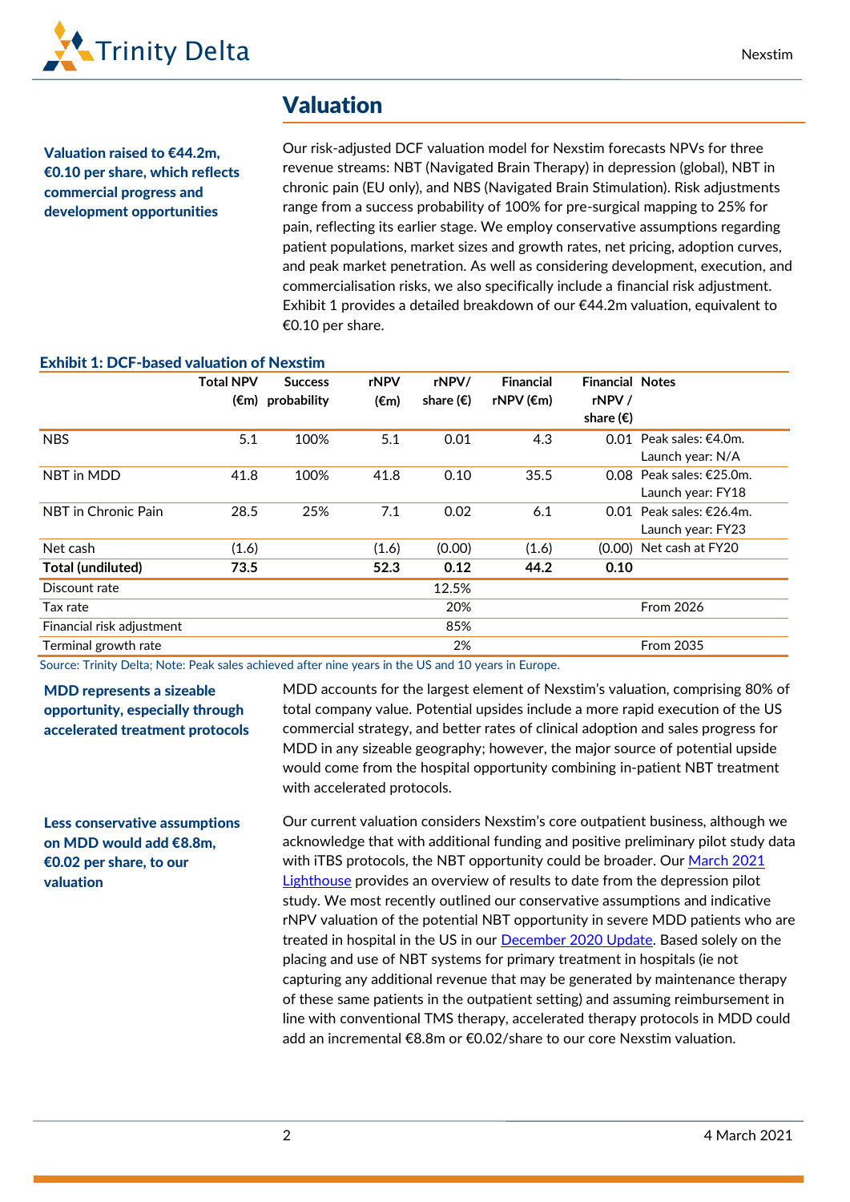## Valuation

**Valuation raised to €44.2m, €0.10 per share, which reflects commercial progress and development opportunities**

Our risk-adjusted DCF valuation model for Nexstim forecasts NPVs for three revenue streams: NBT (Navigated Brain Therapy) in depression (global), NBT in chronic pain (EU only), and NBS (Navigated Brain Stimulation). Risk adjustments range from a success probability of 100% for pre-surgical mapping to 25% for pain, reflecting its earlier stage. We employ conservative assumptions regarding patient populations, market sizes and growth rates, net pricing, adoption curves, and peak market penetration. As well as considering development, execution, and commercialisation risks, we also specifically include a financial risk adjustment. Exhibit 1 provides a detailed breakdown of our €44.2m valuation, equivalent to €0.10 per share.

**Exhibit 1: DCF-based valuation of Nexstim**

| | Total NPV (€m) | Success probability | rNPV (€m) | rNPV/ share (€) | Financial rNPV (€m) | Financial rNPV / share (€) | Notes |
|---|---|---|---|---|---|---|---|
| NBS | 5.1 | 100% | 5.1 | 0.01 | 4.3 | 0.01 | Peak sales: €4.0m. Launch year: N/A |
| NBT in MDD | 41.8 | 100% | 41.8 | 0.10 | 35.5 | 0.08 | Peak sales: €25.0m. Launch year: FY18 |
| NBT in Chronic Pain | 28.5 | 25% | 7.1 | 0.02 | 6.1 | 0.01 | Peak sales: €26.4m. Launch year: FY23 |
| Net cash | (1.6) | | (1.6) | (0.00) | (1.6) | (0.00) | Net cash at FY20 |
| **Total (undiluted)** | **73.5** | | **52.3** | **0.12** | **44.2** | **0.10** | |
| Discount rate | | | | 12.5% | | | |
| Tax rate | | | | 20% | | | From 2026 |
| Financial risk adjustment | | | | 85% | | | |
| Terminal growth rate | | | | 2% | | | From 2035 |

Source: Trinity Delta; Note: Peak sales achieved after nine years in the US and 10 years in Europe.

**MDD represents a sizeable opportunity, especially through accelerated treatment protocols**

MDD accounts for the largest element of Nexstim's valuation, comprising 80% of total company value. Potential upsides include a more rapid execution of the US commercial strategy, and better rates of clinical adoption and sales progress for MDD in any sizeable geography; however, the major source of potential upside would come from the hospital opportunity combining in-patient NBT treatment with accelerated protocols.

**Less conservative assumptions on MDD would add €8.8m, €0.02 per share, to our valuation**

Our current valuation considers Nexstim's core outpatient business, although we acknowledge that with additional funding and positive preliminary pilot study data with iTBS protocols, the NBT opportunity could be broader. Our March 2021 Lighthouse provides an overview of results to date from the depression pilot study. We most recently outlined our conservative assumptions and indicative rNPV valuation of the potential NBT opportunity in severe MDD patients who are treated in hospital in the US in our December 2020 Update. Based solely on the placing and use of NBT systems for primary treatment in hospitals (ie not capturing any additional revenue that may be generated by maintenance therapy of these same patients in the outpatient setting) and assuming reimbursement in line with conventional TMS therapy, accelerated therapy protocols in MDD could add an incremental €8.8m or €0.02/share to our core Nexstim valuation.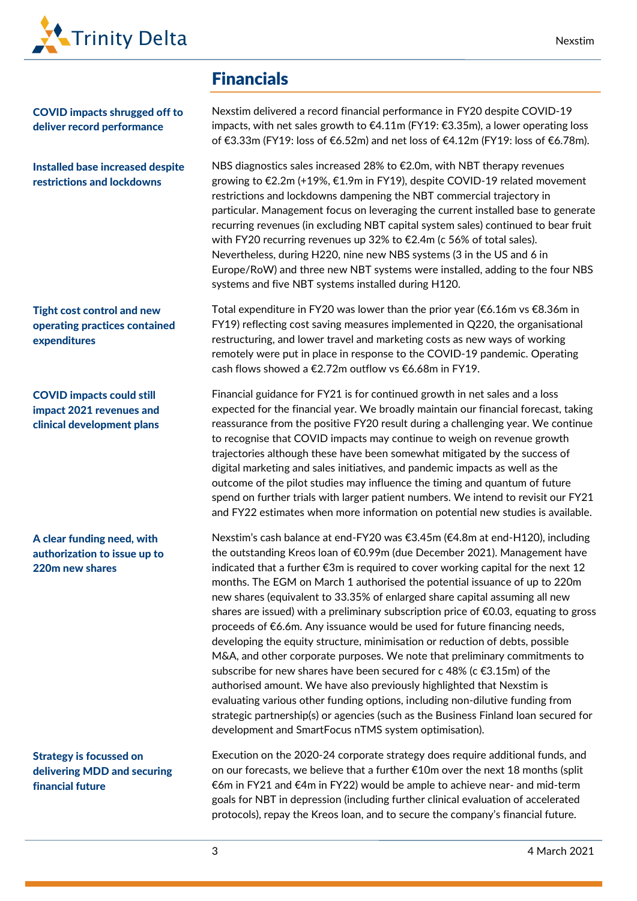## Financials

**COVID impacts shrugged off to deliver record performance**

Nexstim delivered a record financial performance in FY20 despite COVID-19 impacts, with net sales growth to €4.11m (FY19: €3.35m), a lower operating loss of €3.33m (FY19: loss of €6.52m) and net loss of €4.12m (FY19: loss of €6.78m).

**Installed base increased despite restrictions and lockdowns**

NBS diagnostics sales increased 28% to €2.0m, with NBT therapy revenues growing to €2.2m (+19%, €1.9m in FY19), despite COVID-19 related movement restrictions and lockdowns dampening the NBT commercial trajectory in particular. Management focus on leveraging the current installed base to generate recurring revenues (in excluding NBT capital system sales) continued to bear fruit with FY20 recurring revenues up 32% to €2.4m (c 56% of total sales). Nevertheless, during H220, nine new NBS systems (3 in the US and 6 in Europe/RoW) and three new NBT systems were installed, adding to the four NBS systems and five NBT systems installed during H120.

**Tight cost control and new operating practices contained expenditures**

Total expenditure in FY20 was lower than the prior year (€6.16m vs €8.36m in FY19) reflecting cost saving measures implemented in Q220, the organisational restructuring, and lower travel and marketing costs as new ways of working remotely were put in place in response to the COVID-19 pandemic. Operating cash flows showed a €2.72m outflow vs €6.68m in FY19.

**COVID impacts could still impact 2021 revenues and clinical development plans**

Financial guidance for FY21 is for continued growth in net sales and a loss expected for the financial year. We broadly maintain our financial forecast, taking reassurance from the positive FY20 result during a challenging year. We continue to recognise that COVID impacts may continue to weigh on revenue growth trajectories although these have been somewhat mitigated by the success of digital marketing and sales initiatives, and pandemic impacts as well as the outcome of the pilot studies may influence the timing and quantum of future spend on further trials with larger patient numbers. We intend to revisit our FY21 and FY22 estimates when more information on potential new studies is available.

**A clear funding need, with authorization to issue up to 220m new shares**

Nexstim's cash balance at end-FY20 was €3.45m (€4.8m at end-H120), including the outstanding Kreos loan of €0.99m (due December 2021). Management have indicated that a further €3m is required to cover working capital for the next 12 months. The EGM on March 1 authorised the potential issuance of up to 220m new shares (equivalent to 33.35% of enlarged share capital assuming all new shares are issued) with a preliminary subscription price of €0.03, equating to gross proceeds of €6.6m. Any issuance would be used for future financing needs, developing the equity structure, minimisation or reduction of debts, possible M&A, and other corporate purposes. We note that preliminary commitments to subscribe for new shares have been secured for c 48% (c €3.15m) of the authorised amount. We have also previously highlighted that Nexstim is evaluating various other funding options, including non-dilutive funding from strategic partnership(s) or agencies (such as the Business Finland loan secured for development and SmartFocus nTMS system optimisation).

**Strategy is focussed on delivering MDD and securing financial future**

Execution on the 2020-24 corporate strategy does require additional funds, and on our forecasts, we believe that a further €10m over the next 18 months (split €6m in FY21 and €4m in FY22) would be ample to achieve near- and mid-term goals for NBT in depression (including further clinical evaluation of accelerated protocols), repay the Kreos loan, and to secure the company's financial future.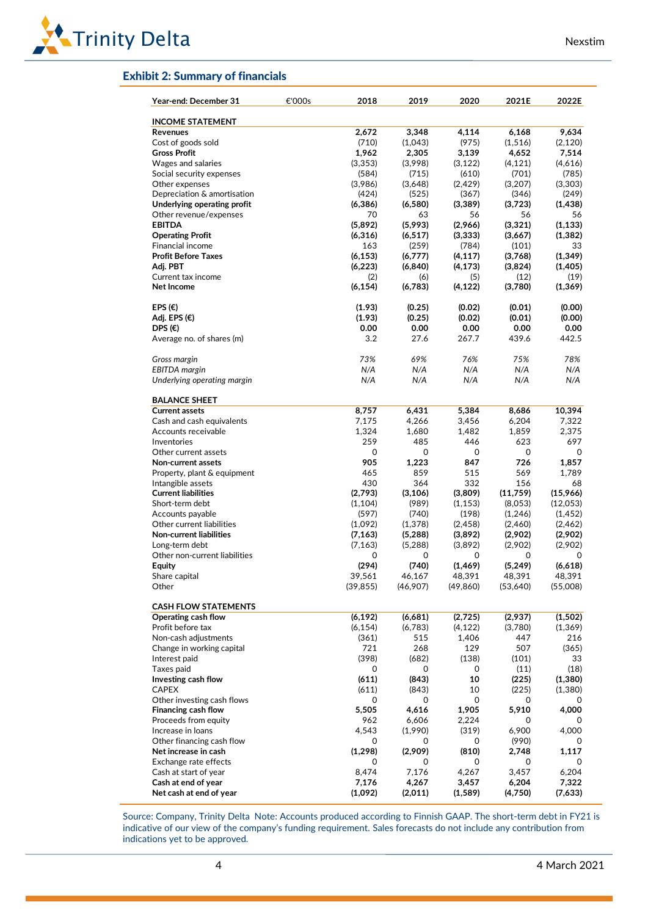## Exhibit 2: Summary of financials

| Year-end: December 31 | €'000s | 2018 | 2019 | 2020 | 2021E | 2022E |
|---|---|---|---|---|---|---|
| **INCOME STATEMENT** | | | | | | |
| **Revenues** | | **2,672** | **3,348** | **4,114** | **6,168** | **9,634** |
| Cost of goods sold | | (710) | (1,043) | (975) | (1,516) | (2,120) |
| **Gross Profit** | | **1,962** | **2,305** | **3,139** | **4,652** | **7,514** |
| Wages and salaries | | (3,353) | (3,998) | (3,122) | (4,121) | (4,616) |
| Social security expenses | | (584) | (715) | (610) | (701) | (785) |
| Other expenses | | (3,986) | (3,648) | (2,429) | (3,207) | (3,303) |
| Depreciation & amortisation | | (424) | (525) | (367) | (346) | (249) |
| **Underlying operating profit** | | **(6,386)** | **(6,580)** | **(3,389)** | **(3,723)** | **(1,438)** |
| Other revenue/expenses | | 70 | 63 | 56 | 56 | 56 |
| **EBITDA** | | **(5,892)** | **(5,993)** | **(2,966)** | **(3,321)** | **(1,133)** |
| **Operating Profit** | | **(6,316)** | **(6,517)** | **(3,333)** | **(3,667)** | **(1,382)** |
| Financial income | | 163 | (259) | (784) | (101) | 33 |
| **Profit Before Taxes** | | **(6,153)** | **(6,777)** | **(4,117)** | **(3,768)** | **(1,349)** |
| **Adj. PBT** | | **(6,223)** | **(6,840)** | **(4,173)** | **(3,824)** | **(1,405)** |
| Current tax income | | (2) | (6) | (5) | (12) | (19) |
| **Net Income** | | **(6,154)** | **(6,783)** | **(4,122)** | **(3,780)** | **(1,369)** |
| | | | | | | |
| **EPS (€)** | | **(1.93)** | **(0.25)** | **(0.02)** | **(0.01)** | **(0.00)** |
| **Adj. EPS (€)** | | **(1.93)** | **(0.25)** | **(0.02)** | **(0.01)** | **(0.00)** |
| **DPS (€)** | | **0.00** | **0.00** | **0.00** | **0.00** | **0.00** |
| Average no. of shares (m) | | 3.2 | 27.6 | 267.7 | 439.6 | 442.5 |
| | | | | | | |
| *Gross margin* | | *73%* | *69%* | *76%* | *75%* | *78%* |
| *EBITDA margin* | | *N/A* | *N/A* | *N/A* | *N/A* | *N/A* |
| *Underlying operating margin* | | *N/A* | *N/A* | *N/A* | *N/A* | *N/A* |
| | | | | | | |
| **BALANCE SHEET** | | | | | | |
| **Current assets** | | **8,757** | **6,431** | **5,384** | **8,686** | **10,394** |
| Cash and cash equivalents | | 7,175 | 4,266 | 3,456 | 6,204 | 7,322 |
| Accounts receivable | | 1,324 | 1,680 | 1,482 | 1,859 | 2,375 |
| Inventories | | 259 | 485 | 446 | 623 | 697 |
| Other current assets | | 0 | 0 | 0 | 0 | 0 |
| **Non-current assets** | | **905** | **1,223** | **847** | **726** | **1,857** |
| Property, plant & equipment | | 465 | 859 | 515 | 569 | 1,789 |
| Intangible assets | | 430 | 364 | 332 | 156 | 68 |
| **Current liabilities** | | **(2,793)** | **(3,106)** | **(3,809)** | **(11,759)** | **(15,966)** |
| Short-term debt | | (1,104) | (989) | (1,153) | (8,053) | (12,053) |
| Accounts payable | | (597) | (740) | (198) | (1,246) | (1,452) |
| Other current liabilities | | (1,092) | (1,378) | (2,458) | (2,460) | (2,462) |
| **Non-current liabilities** | | **(7,163)** | **(5,288)** | **(3,892)** | **(2,902)** | **(2,902)** |
| Long-term debt | | (7,163) | (5,288) | (3,892) | (2,902) | (2,902) |
| Other non-current liabilities | | 0 | 0 | 0 | 0 | 0 |
| **Equity** | | **(294)** | **(740)** | **(1,469)** | **(5,249)** | **(6,618)** |
| Share capital | | 39,561 | 46,167 | 48,391 | 48,391 | 48,391 |
| Other | | (39,855) | (46,907) | (49,860) | (53,640) | (55,008) |
| | | | | | | |
| **CASH FLOW STATEMENTS** | | | | | | |
| **Operating cash flow** | | **(6,192)** | **(6,681)** | **(2,725)** | **(2,937)** | **(1,502)** |
| Profit before tax | | (6,154) | (6,783) | (4,122) | (3,780) | (1,369) |
| Non-cash adjustments | | (361) | 515 | 1,406 | 447 | 216 |
| Change in working capital | | 721 | 268 | 129 | 507 | (365) |
| Interest paid | | (398) | (682) | (138) | (101) | 33 |
| Taxes paid | | 0 | 0 | 0 | (11) | (18) |
| **Investing cash flow** | | **(611)** | **(843)** | **10** | **(225)** | **(1,380)** |
| CAPEX | | (611) | (843) | 10 | (225) | (1,380) |
| Other investing cash flows | | 0 | 0 | 0 | 0 | 0 |
| **Financing cash flow** | | **5,505** | **4,616** | **1,905** | **5,910** | **4,000** |
| Proceeds from equity | | 962 | 6,606 | 2,224 | 0 | 0 |
| Increase in loans | | 4,543 | (1,990) | (319) | 6,900 | 4,000 |
| Other financing cash flow | | 0 | 0 | 0 | (990) | 0 |
| **Net increase in cash** | | **(1,298)** | **(2,909)** | **(810)** | **2,748** | **1,117** |
| Exchange rate effects | | 0 | 0 | 0 | 0 | 0 |
| Cash at start of year | | 8,474 | 7,176 | 4,267 | 3,457 | 6,204 |
| **Cash at end of year** | | **7,176** | **4,267** | **3,457** | **6,204** | **7,322** |
| **Net cash at end of year** | | **(1,092)** | **(2,011)** | **(1,589)** | **(4,750)** | **(7,633)** |

Source: Company, Trinity Delta Note: Accounts produced according to Finnish GAAP. The short-term debt in FY21 is indicative of our view of the company's funding requirement. Sales forecasts do not include any contribution from indications yet to be approved.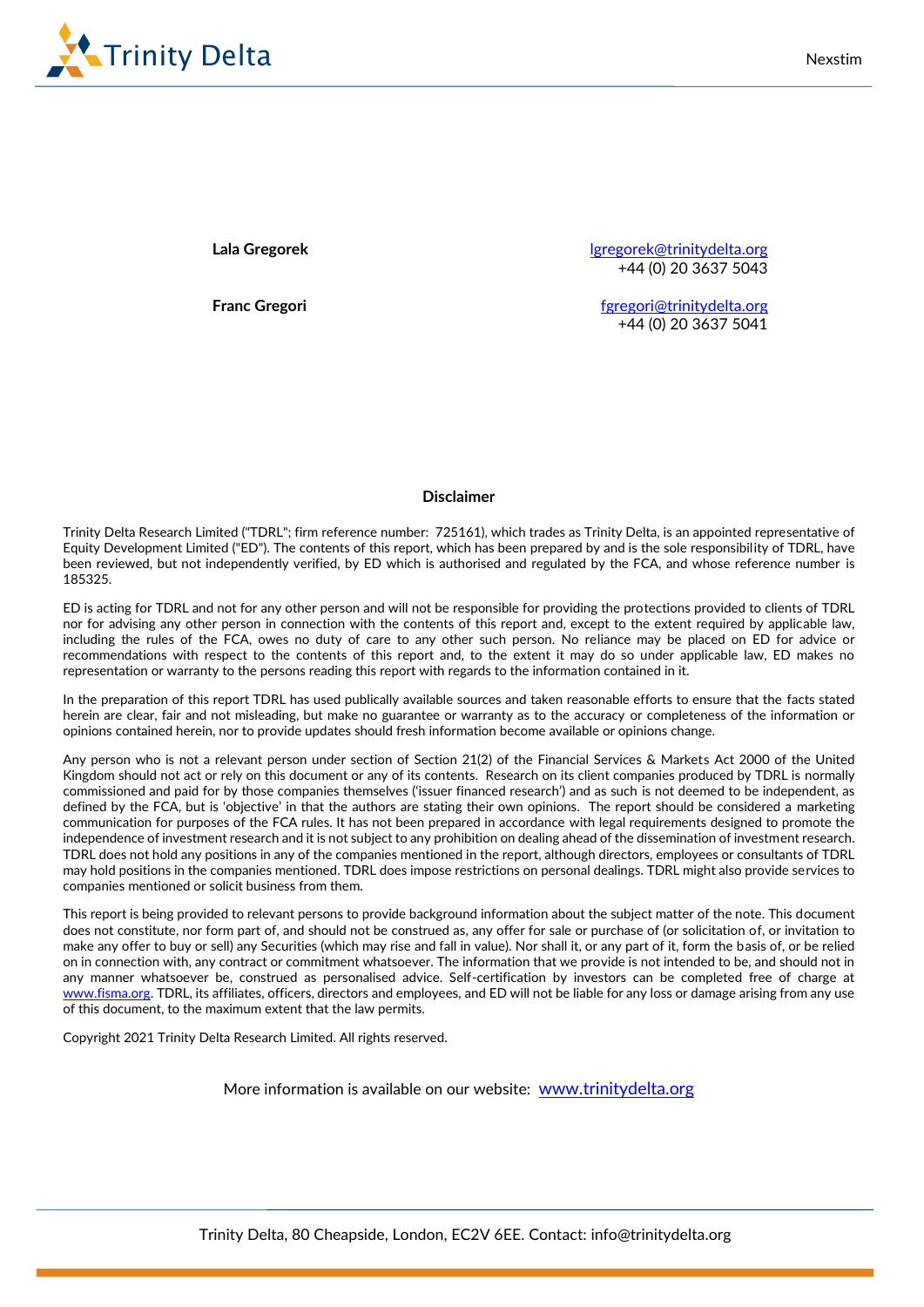**Lala Gregorek** lgregorek@trinitydelta.org
+44 (0) 20 3637 5043

**Franc Gregori** fgregori@trinitydelta.org
+44 (0) 20 3637 5041

## Disclaimer

Trinity Delta Research Limited ("TDRL"; firm reference number: 725161), which trades as Trinity Delta, is an appointed representative of Equity Development Limited ("ED"). The contents of this report, which has been prepared by and is the sole responsibility of TDRL, have been reviewed, but not independently verified, by ED which is authorised and regulated by the FCA, and whose reference number is 185325.

ED is acting for TDRL and not for any other person and will not be responsible for providing the protections provided to clients of TDRL nor for advising any other person in connection with the contents of this report and, except to the extent required by applicable law, including the rules of the FCA, owes no duty of care to any other such person. No reliance may be placed on ED for advice or recommendations with respect to the contents of this report and, to the extent it may do so under applicable law, ED makes no representation or warranty to the persons reading this report with regards to the information contained in it.

In the preparation of this report TDRL has used publically available sources and taken reasonable efforts to ensure that the facts stated herein are clear, fair and not misleading, but make no guarantee or warranty as to the accuracy or completeness of the information or opinions contained herein, nor to provide updates should fresh information become available or opinions change.

Any person who is not a relevant person under section of Section 21(2) of the Financial Services & Markets Act 2000 of the United Kingdom should not act or rely on this document or any of its contents. Research on its client companies produced by TDRL is normally commissioned and paid for by those companies themselves ('issuer financed research') and as such is not deemed to be independent, as defined by the FCA, but is 'objective' in that the authors are stating their own opinions. The report should be considered a marketing communication for purposes of the FCA rules. It has not been prepared in accordance with legal requirements designed to promote the independence of investment research and it is not subject to any prohibition on dealing ahead of the dissemination of investment research. TDRL does not hold any positions in any of the companies mentioned in the report, although directors, employees or consultants of TDRL may hold positions in the companies mentioned. TDRL does impose restrictions on personal dealings. TDRL might also provide services to companies mentioned or solicit business from them.

This report is being provided to relevant persons to provide background information about the subject matter of the note. This document does not constitute, nor form part of, and should not be construed as, any offer for sale or purchase of (or solicitation of, or invitation to make any offer to buy or sell) any Securities (which may rise and fall in value). Nor shall it, or any part of it, form the basis of, or be relied on in connection with, any contract or commitment whatsoever. The information that we provide is not intended to be, and should not in any manner whatsoever be, construed as personalised advice. Self-certification by investors can be completed free of charge at www.fisma.org. TDRL, its affiliates, officers, directors and employees, and ED will not be liable for any loss or damage arising from any use of this document, to the maximum extent that the law permits.

Copyright 2021 Trinity Delta Research Limited. All rights reserved.

More information is available on our website: www.trinitydelta.org

Trinity Delta, 80 Cheapside, London, EC2V 6EE. Contact: info@trinitydelta.org